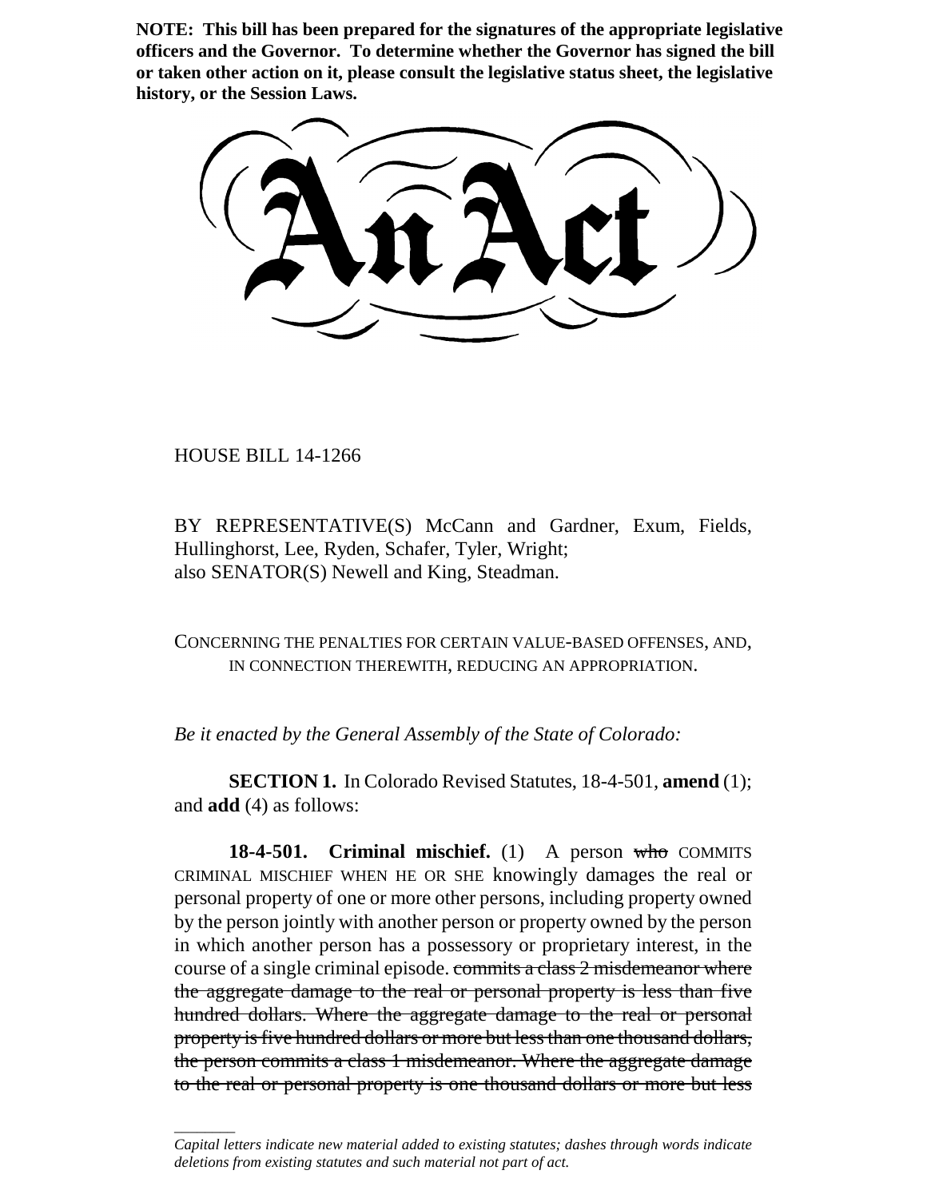**NOTE: This bill has been prepared for the signatures of the appropriate legislative officers and the Governor. To determine whether the Governor has signed the bill or taken other action on it, please consult the legislative status sheet, the legislative history, or the Session Laws.**

# An Act

HOUSE BILL 14-1266

BY REPRESENTATIVE(S) McCann and Gardner, Exum, Fields, Hullinghorst, Lee, Ryden, Schafer, Tyler, Wright;
also SENATOR(S) Newell and King, Steadman.

CONCERNING THE PENALTIES FOR CERTAIN VALUE-BASED OFFENSES, AND, IN CONNECTION THEREWITH, REDUCING AN APPROPRIATION.

*Be it enacted by the General Assembly of the State of Colorado:*

**SECTION 1.** In Colorado Revised Statutes, 18-4-501, **amend** (1); and **add** (4) as follows:

**18-4-501. Criminal mischief.** (1) A person ~~who~~ COMMITS CRIMINAL MISCHIEF WHEN HE OR SHE knowingly damages the real or personal property of one or more other persons, including property owned by the person jointly with another person or property owned by the person in which another person has a possessory or proprietary interest, in the course of a single criminal episode. ~~commits a class 2 misdemeanor where the aggregate damage to the real or personal property is less than five hundred dollars. Where the aggregate damage to the real or personal property is five hundred dollars or more but less than one thousand dollars, the person commits a class 1 misdemeanor. Where the aggregate damage to the real or personal property is one thousand dollars or more but less~~

*Capital letters indicate new material added to existing statutes; dashes through words indicate deletions from existing statutes and such material not part of act.*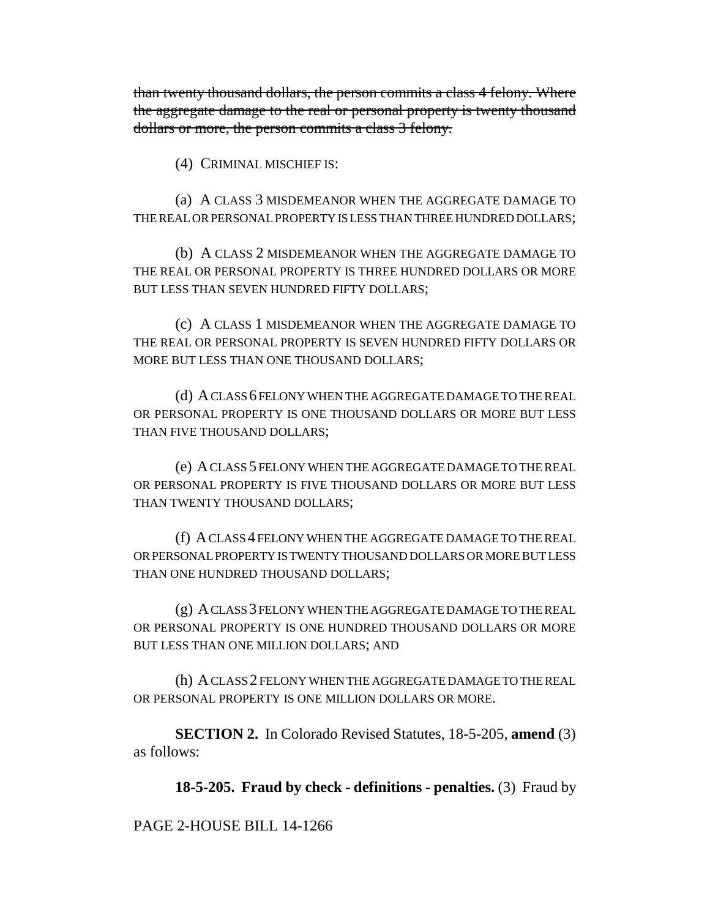~~than twenty thousand dollars, the person commits a class 4 felony. Where the aggregate damage to the real or personal property is twenty thousand dollars or more, the person commits a class 3 felony.~~

(4) CRIMINAL MISCHIEF IS:

(a) A CLASS 3 MISDEMEANOR WHEN THE AGGREGATE DAMAGE TO THE REAL OR PERSONAL PROPERTY IS LESS THAN THREE HUNDRED DOLLARS;

(b) A CLASS 2 MISDEMEANOR WHEN THE AGGREGATE DAMAGE TO THE REAL OR PERSONAL PROPERTY IS THREE HUNDRED DOLLARS OR MORE BUT LESS THAN SEVEN HUNDRED FIFTY DOLLARS;

(c) A CLASS 1 MISDEMEANOR WHEN THE AGGREGATE DAMAGE TO THE REAL OR PERSONAL PROPERTY IS SEVEN HUNDRED FIFTY DOLLARS OR MORE BUT LESS THAN ONE THOUSAND DOLLARS;

(d) A CLASS 6 FELONY WHEN THE AGGREGATE DAMAGE TO THE REAL OR PERSONAL PROPERTY IS ONE THOUSAND DOLLARS OR MORE BUT LESS THAN FIVE THOUSAND DOLLARS;

(e) A CLASS 5 FELONY WHEN THE AGGREGATE DAMAGE TO THE REAL OR PERSONAL PROPERTY IS FIVE THOUSAND DOLLARS OR MORE BUT LESS THAN TWENTY THOUSAND DOLLARS;

(f) A CLASS 4 FELONY WHEN THE AGGREGATE DAMAGE TO THE REAL OR PERSONAL PROPERTY IS TWENTY THOUSAND DOLLARS OR MORE BUT LESS THAN ONE HUNDRED THOUSAND DOLLARS;

(g) A CLASS 3 FELONY WHEN THE AGGREGATE DAMAGE TO THE REAL OR PERSONAL PROPERTY IS ONE HUNDRED THOUSAND DOLLARS OR MORE BUT LESS THAN ONE MILLION DOLLARS; AND

(h) A CLASS 2 FELONY WHEN THE AGGREGATE DAMAGE TO THE REAL OR PERSONAL PROPERTY IS ONE MILLION DOLLARS OR MORE.

**SECTION 2.** In Colorado Revised Statutes, 18-5-205, **amend** (3) as follows:

**18-5-205. Fraud by check - definitions - penalties.** (3) Fraud by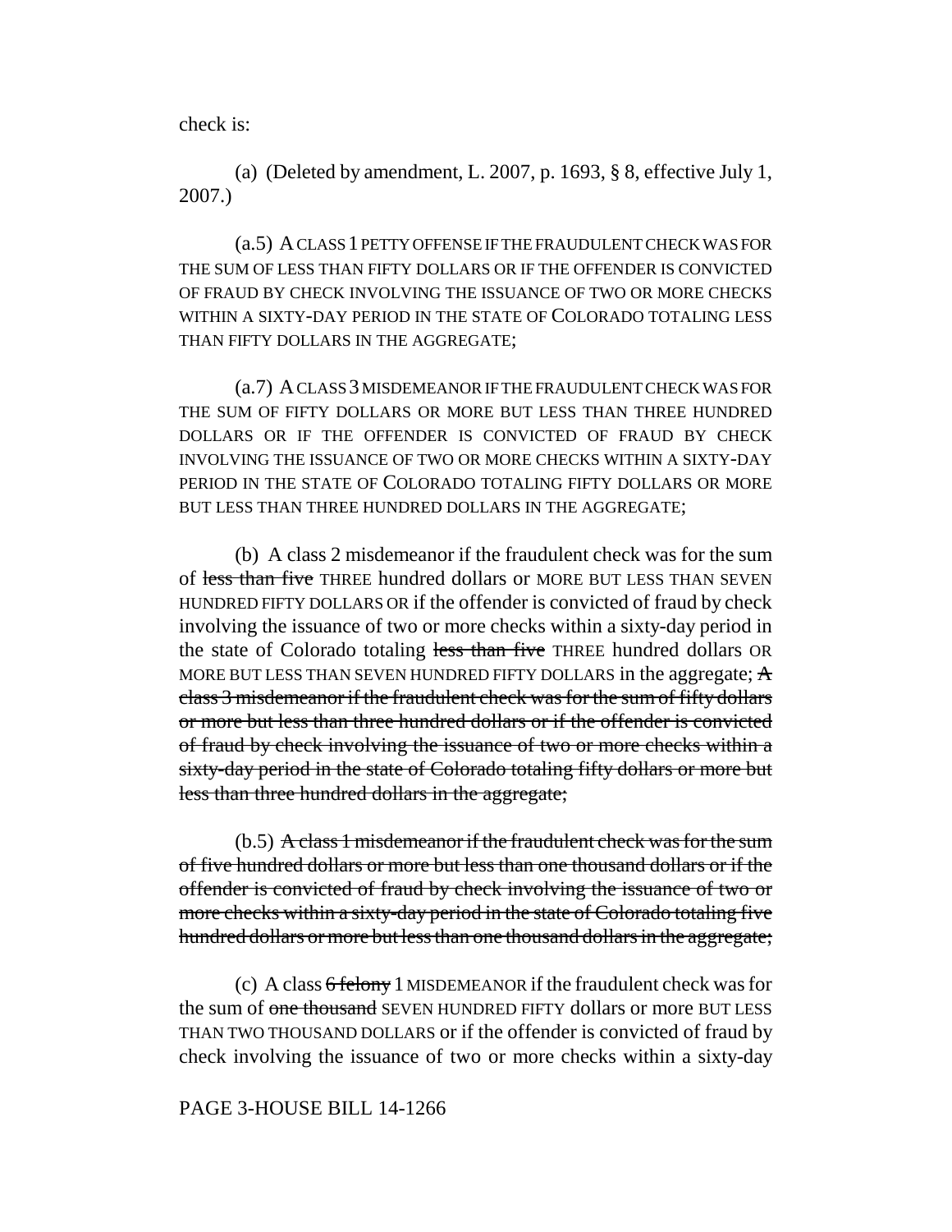check is:

(a) (Deleted by amendment, L. 2007, p. 1693, § 8, effective July 1, 2007.)

(a.5) A CLASS 1 PETTY OFFENSE IF THE FRAUDULENT CHECK WAS FOR THE SUM OF LESS THAN FIFTY DOLLARS OR IF THE OFFENDER IS CONVICTED OF FRAUD BY CHECK INVOLVING THE ISSUANCE OF TWO OR MORE CHECKS WITHIN A SIXTY-DAY PERIOD IN THE STATE OF COLORADO TOTALING LESS THAN FIFTY DOLLARS IN THE AGGREGATE;

(a.7) A CLASS 3 MISDEMEANOR IF THE FRAUDULENT CHECK WAS FOR THE SUM OF FIFTY DOLLARS OR MORE BUT LESS THAN THREE HUNDRED DOLLARS OR IF THE OFFENDER IS CONVICTED OF FRAUD BY CHECK INVOLVING THE ISSUANCE OF TWO OR MORE CHECKS WITHIN A SIXTY-DAY PERIOD IN THE STATE OF COLORADO TOTALING FIFTY DOLLARS OR MORE BUT LESS THAN THREE HUNDRED DOLLARS IN THE AGGREGATE;

(b) A class 2 misdemeanor if the fraudulent check was for the sum of ~~less than five~~ THREE hundred dollars or MORE BUT LESS THAN SEVEN HUNDRED FIFTY DOLLARS OR if the offender is convicted of fraud by check involving the issuance of two or more checks within a sixty-day period in the state of Colorado totaling ~~less than five~~ THREE hundred dollars OR MORE BUT LESS THAN SEVEN HUNDRED FIFTY DOLLARS in the aggregate; ~~A class 3 misdemeanor if the fraudulent check was for the sum of fifty dollars or more but less than three hundred dollars or if the offender is convicted of fraud by check involving the issuance of two or more checks within a sixty-day period in the state of Colorado totaling fifty dollars or more but less than three hundred dollars in the aggregate;~~

(b.5) ~~A class 1 misdemeanor if the fraudulent check was for the sum of five hundred dollars or more but less than one thousand dollars or if the offender is convicted of fraud by check involving the issuance of two or more checks within a sixty-day period in the state of Colorado totaling five hundred dollars or more but less than one thousand dollars in the aggregate;~~

(c) A class ~~6 felony~~ 1 MISDEMEANOR if the fraudulent check was for the sum of ~~one thousand~~ SEVEN HUNDRED FIFTY dollars or more BUT LESS THAN TWO THOUSAND DOLLARS or if the offender is convicted of fraud by check involving the issuance of two or more checks within a sixty-day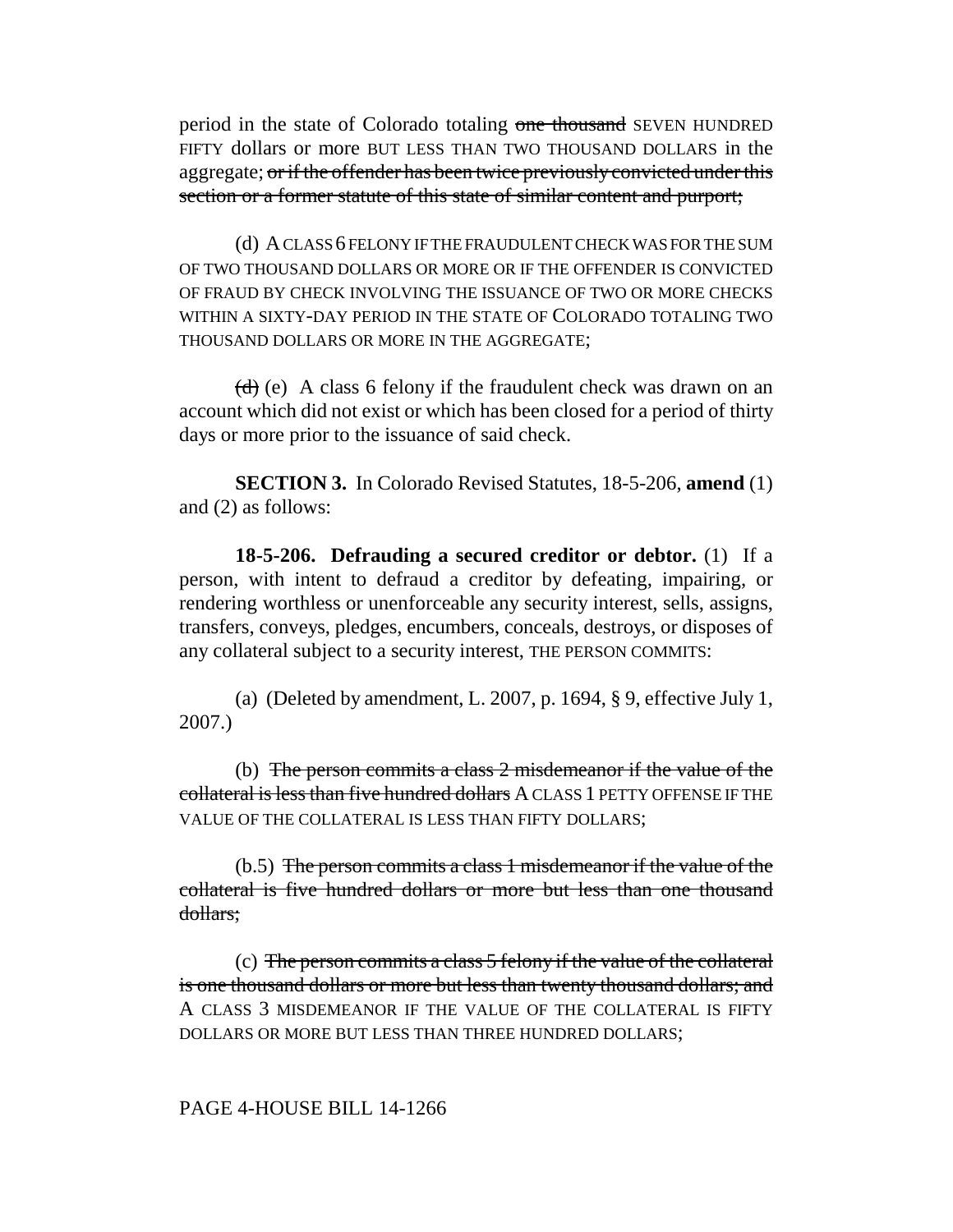period in the state of Colorado totaling ~~one thousand~~ SEVEN HUNDRED FIFTY dollars or more BUT LESS THAN TWO THOUSAND DOLLARS in the aggregate; ~~or if the offender has been twice previously convicted under this section or a former statute of this state of similar content and purport;~~

(d) A CLASS 6 FELONY IF THE FRAUDULENT CHECK WAS FOR THE SUM OF TWO THOUSAND DOLLARS OR MORE OR IF THE OFFENDER IS CONVICTED OF FRAUD BY CHECK INVOLVING THE ISSUANCE OF TWO OR MORE CHECKS WITHIN A SIXTY-DAY PERIOD IN THE STATE OF COLORADO TOTALING TWO THOUSAND DOLLARS OR MORE IN THE AGGREGATE;

~~(d)~~ (e) A class 6 felony if the fraudulent check was drawn on an account which did not exist or which has been closed for a period of thirty days or more prior to the issuance of said check.

**SECTION 3.** In Colorado Revised Statutes, 18-5-206, **amend** (1) and (2) as follows:

**18-5-206. Defrauding a secured creditor or debtor.** (1) If a person, with intent to defraud a creditor by defeating, impairing, or rendering worthless or unenforceable any security interest, sells, assigns, transfers, conveys, pledges, encumbers, conceals, destroys, or disposes of any collateral subject to a security interest, THE PERSON COMMITS:

(a) (Deleted by amendment, L. 2007, p. 1694, § 9, effective July 1, 2007.)

(b) ~~The person commits a class 2 misdemeanor if the value of the collateral is less than five hundred dollars~~ A CLASS 1 PETTY OFFENSE IF THE VALUE OF THE COLLATERAL IS LESS THAN FIFTY DOLLARS;

(b.5) ~~The person commits a class 1 misdemeanor if the value of the collateral is five hundred dollars or more but less than one thousand dollars;~~

(c) ~~The person commits a class 5 felony if the value of the collateral is one thousand dollars or more but less than twenty thousand dollars; and~~ A CLASS 3 MISDEMEANOR IF THE VALUE OF THE COLLATERAL IS FIFTY DOLLARS OR MORE BUT LESS THAN THREE HUNDRED DOLLARS;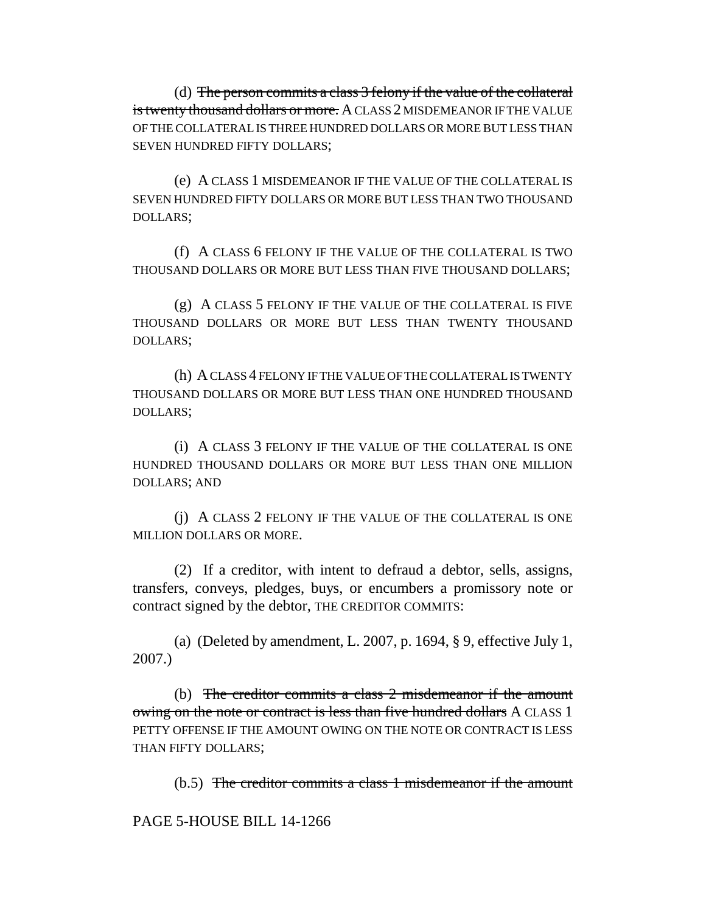(d) ~~The person commits a class 3 felony if the value of the collateral is twenty thousand dollars or more.~~ A CLASS 2 MISDEMEANOR IF THE VALUE OF THE COLLATERAL IS THREE HUNDRED DOLLARS OR MORE BUT LESS THAN SEVEN HUNDRED FIFTY DOLLARS;

(e) A CLASS 1 MISDEMEANOR IF THE VALUE OF THE COLLATERAL IS SEVEN HUNDRED FIFTY DOLLARS OR MORE BUT LESS THAN TWO THOUSAND DOLLARS;

(f) A CLASS 6 FELONY IF THE VALUE OF THE COLLATERAL IS TWO THOUSAND DOLLARS OR MORE BUT LESS THAN FIVE THOUSAND DOLLARS;

(g) A CLASS 5 FELONY IF THE VALUE OF THE COLLATERAL IS FIVE THOUSAND DOLLARS OR MORE BUT LESS THAN TWENTY THOUSAND DOLLARS;

(h) A CLASS 4 FELONY IF THE VALUE OF THE COLLATERAL IS TWENTY THOUSAND DOLLARS OR MORE BUT LESS THAN ONE HUNDRED THOUSAND DOLLARS;

(i) A CLASS 3 FELONY IF THE VALUE OF THE COLLATERAL IS ONE HUNDRED THOUSAND DOLLARS OR MORE BUT LESS THAN ONE MILLION DOLLARS; AND

(j) A CLASS 2 FELONY IF THE VALUE OF THE COLLATERAL IS ONE MILLION DOLLARS OR MORE.

(2) If a creditor, with intent to defraud a debtor, sells, assigns, transfers, conveys, pledges, buys, or encumbers a promissory note or contract signed by the debtor, THE CREDITOR COMMITS:

(a) (Deleted by amendment, L. 2007, p. 1694, § 9, effective July 1, 2007.)

(b) ~~The creditor commits a class 2 misdemeanor if the amount owing on the note or contract is less than five hundred dollars~~ A CLASS 1 PETTY OFFENSE IF THE AMOUNT OWING ON THE NOTE OR CONTRACT IS LESS THAN FIFTY DOLLARS;

(b.5) ~~The creditor commits a class 1 misdemeanor if the amount~~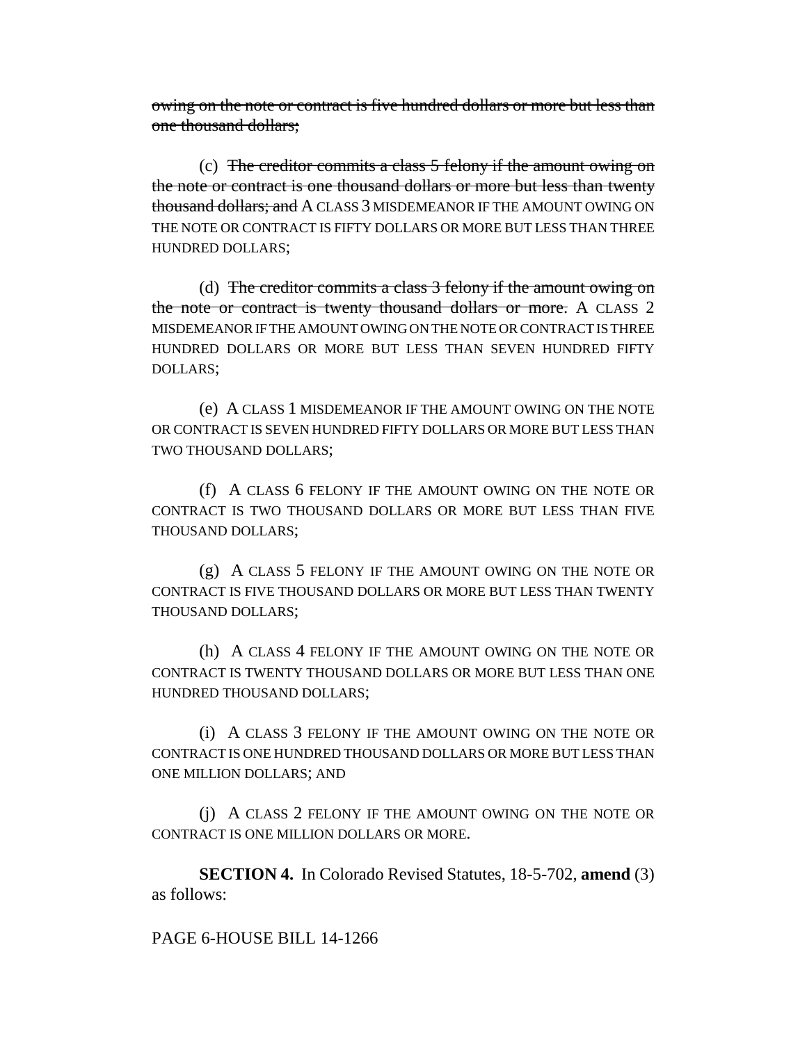~~owing on the note or contract is five hundred dollars or more but less than one thousand dollars;~~

(c) ~~The creditor commits a class 5 felony if the amount owing on the note or contract is one thousand dollars or more but less than twenty thousand dollars; and~~ A CLASS 3 MISDEMEANOR IF THE AMOUNT OWING ON THE NOTE OR CONTRACT IS FIFTY DOLLARS OR MORE BUT LESS THAN THREE HUNDRED DOLLARS;

(d) ~~The creditor commits a class 3 felony if the amount owing on the note or contract is twenty thousand dollars or more.~~ A CLASS 2 MISDEMEANOR IF THE AMOUNT OWING ON THE NOTE OR CONTRACT IS THREE HUNDRED DOLLARS OR MORE BUT LESS THAN SEVEN HUNDRED FIFTY DOLLARS;

(e) A CLASS 1 MISDEMEANOR IF THE AMOUNT OWING ON THE NOTE OR CONTRACT IS SEVEN HUNDRED FIFTY DOLLARS OR MORE BUT LESS THAN TWO THOUSAND DOLLARS;

(f) A CLASS 6 FELONY IF THE AMOUNT OWING ON THE NOTE OR CONTRACT IS TWO THOUSAND DOLLARS OR MORE BUT LESS THAN FIVE THOUSAND DOLLARS;

(g) A CLASS 5 FELONY IF THE AMOUNT OWING ON THE NOTE OR CONTRACT IS FIVE THOUSAND DOLLARS OR MORE BUT LESS THAN TWENTY THOUSAND DOLLARS;

(h) A CLASS 4 FELONY IF THE AMOUNT OWING ON THE NOTE OR CONTRACT IS TWENTY THOUSAND DOLLARS OR MORE BUT LESS THAN ONE HUNDRED THOUSAND DOLLARS;

(i) A CLASS 3 FELONY IF THE AMOUNT OWING ON THE NOTE OR CONTRACT IS ONE HUNDRED THOUSAND DOLLARS OR MORE BUT LESS THAN ONE MILLION DOLLARS; AND

(j) A CLASS 2 FELONY IF THE AMOUNT OWING ON THE NOTE OR CONTRACT IS ONE MILLION DOLLARS OR MORE.

**SECTION 4.** In Colorado Revised Statutes, 18-5-702, **amend** (3) as follows: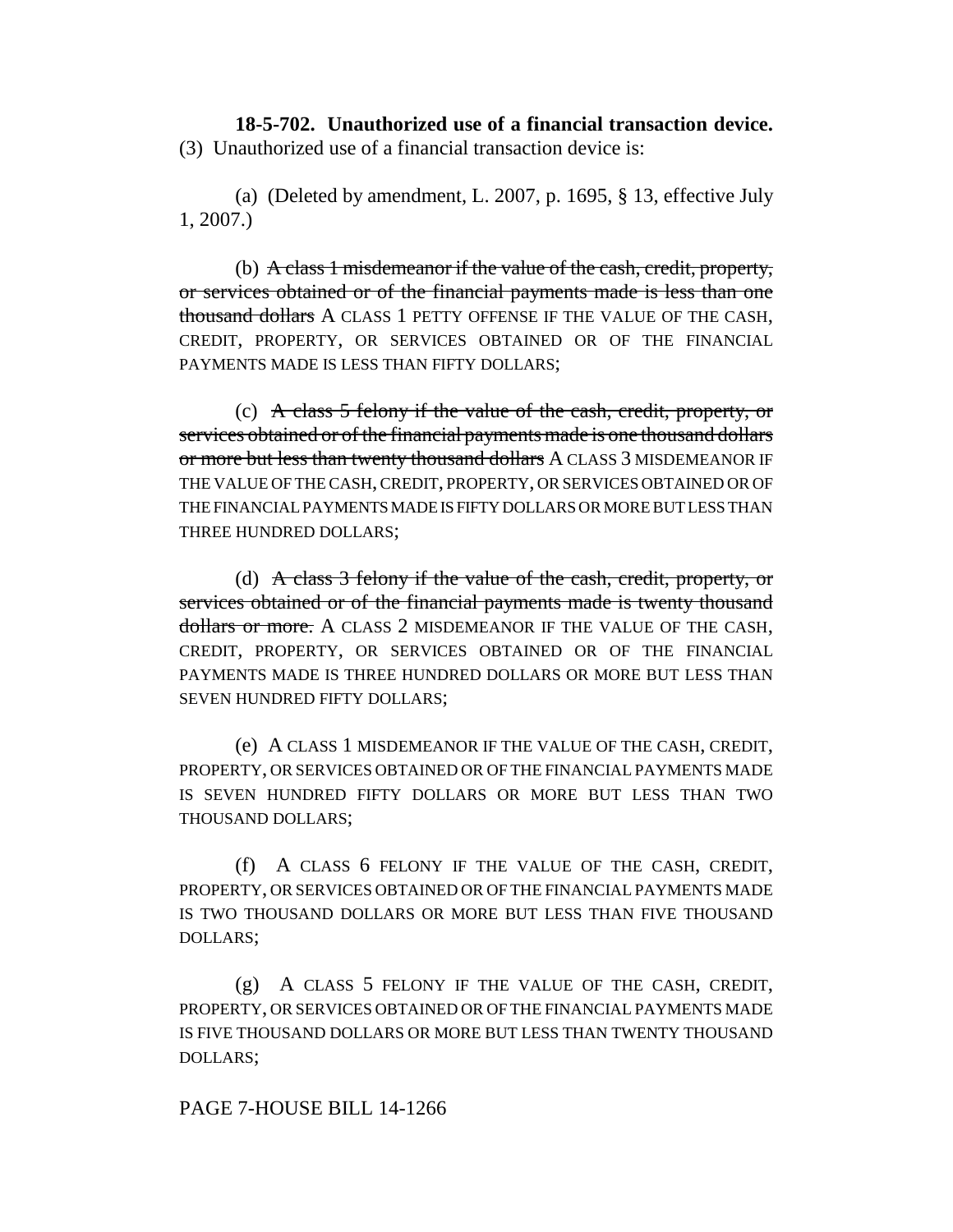**18-5-702. Unauthorized use of a financial transaction device.** (3) Unauthorized use of a financial transaction device is:

(a) (Deleted by amendment, L. 2007, p. 1695, § 13, effective July 1, 2007.)

(b) ~~A class 1 misdemeanor if the value of the cash, credit, property, or services obtained or of the financial payments made is less than one thousand dollars~~ A CLASS 1 PETTY OFFENSE IF THE VALUE OF THE CASH, CREDIT, PROPERTY, OR SERVICES OBTAINED OR OF THE FINANCIAL PAYMENTS MADE IS LESS THAN FIFTY DOLLARS;

(c) ~~A class 5 felony if the value of the cash, credit, property, or services obtained or of the financial payments made is one thousand dollars or more but less than twenty thousand dollars~~ A CLASS 3 MISDEMEANOR IF THE VALUE OF THE CASH, CREDIT, PROPERTY, OR SERVICES OBTAINED OR OF THE FINANCIAL PAYMENTS MADE IS FIFTY DOLLARS OR MORE BUT LESS THAN THREE HUNDRED DOLLARS;

(d) ~~A class 3 felony if the value of the cash, credit, property, or services obtained or of the financial payments made is twenty thousand dollars or more.~~ A CLASS 2 MISDEMEANOR IF THE VALUE OF THE CASH, CREDIT, PROPERTY, OR SERVICES OBTAINED OR OF THE FINANCIAL PAYMENTS MADE IS THREE HUNDRED DOLLARS OR MORE BUT LESS THAN SEVEN HUNDRED FIFTY DOLLARS;

(e) A CLASS 1 MISDEMEANOR IF THE VALUE OF THE CASH, CREDIT, PROPERTY, OR SERVICES OBTAINED OR OF THE FINANCIAL PAYMENTS MADE IS SEVEN HUNDRED FIFTY DOLLARS OR MORE BUT LESS THAN TWO THOUSAND DOLLARS;

(f) A CLASS 6 FELONY IF THE VALUE OF THE CASH, CREDIT, PROPERTY, OR SERVICES OBTAINED OR OF THE FINANCIAL PAYMENTS MADE IS TWO THOUSAND DOLLARS OR MORE BUT LESS THAN FIVE THOUSAND DOLLARS;

(g) A CLASS 5 FELONY IF THE VALUE OF THE CASH, CREDIT, PROPERTY, OR SERVICES OBTAINED OR OF THE FINANCIAL PAYMENTS MADE IS FIVE THOUSAND DOLLARS OR MORE BUT LESS THAN TWENTY THOUSAND DOLLARS;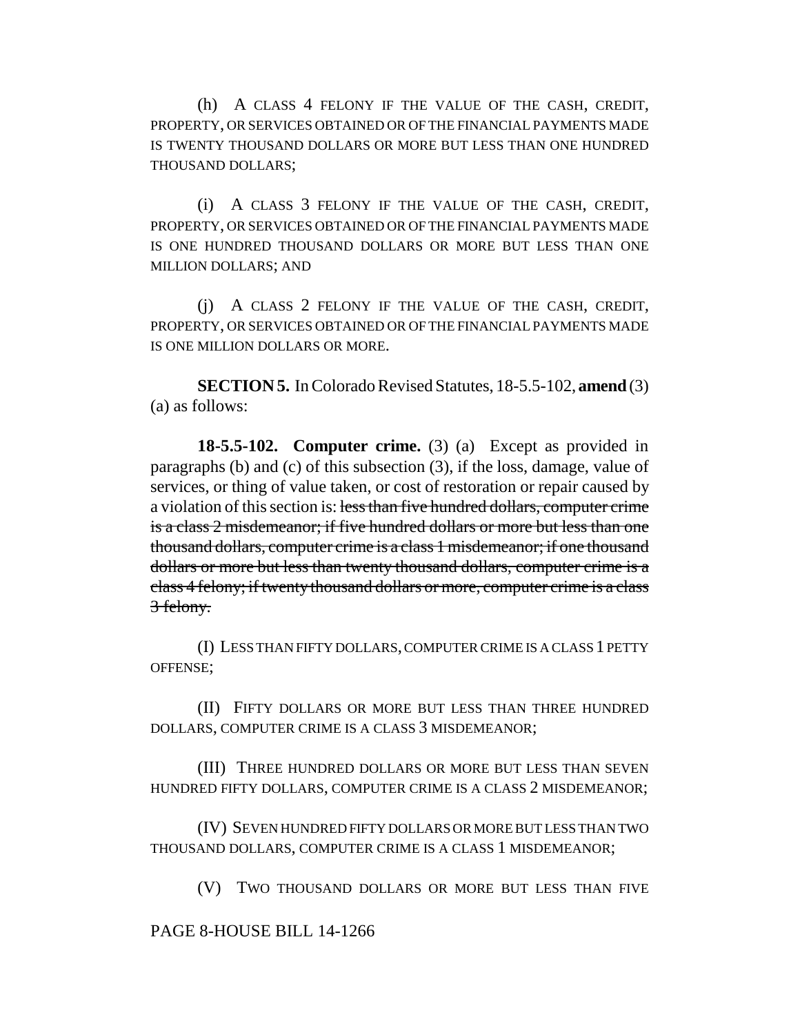(h) A CLASS 4 FELONY IF THE VALUE OF THE CASH, CREDIT, PROPERTY, OR SERVICES OBTAINED OR OF THE FINANCIAL PAYMENTS MADE IS TWENTY THOUSAND DOLLARS OR MORE BUT LESS THAN ONE HUNDRED THOUSAND DOLLARS;

(i) A CLASS 3 FELONY IF THE VALUE OF THE CASH, CREDIT, PROPERTY, OR SERVICES OBTAINED OR OF THE FINANCIAL PAYMENTS MADE IS ONE HUNDRED THOUSAND DOLLARS OR MORE BUT LESS THAN ONE MILLION DOLLARS; AND

(j) A CLASS 2 FELONY IF THE VALUE OF THE CASH, CREDIT, PROPERTY, OR SERVICES OBTAINED OR OF THE FINANCIAL PAYMENTS MADE IS ONE MILLION DOLLARS OR MORE.

**SECTION 5.** In Colorado Revised Statutes, 18-5.5-102, **amend** (3) (a) as follows:

**18-5.5-102. Computer crime.** (3) (a) Except as provided in paragraphs (b) and (c) of this subsection (3), if the loss, damage, value of services, or thing of value taken, or cost of restoration or repair caused by a violation of this section is: ~~less than five hundred dollars, computer crime is a class 2 misdemeanor; if five hundred dollars or more but less than one thousand dollars, computer crime is a class 1 misdemeanor; if one thousand dollars or more but less than twenty thousand dollars, computer crime is a class 4 felony; if twenty thousand dollars or more, computer crime is a class 3 felony.~~

(I) LESS THAN FIFTY DOLLARS, COMPUTER CRIME IS A CLASS 1 PETTY OFFENSE;

(II) FIFTY DOLLARS OR MORE BUT LESS THAN THREE HUNDRED DOLLARS, COMPUTER CRIME IS A CLASS 3 MISDEMEANOR;

(III) THREE HUNDRED DOLLARS OR MORE BUT LESS THAN SEVEN HUNDRED FIFTY DOLLARS, COMPUTER CRIME IS A CLASS 2 MISDEMEANOR;

(IV) SEVEN HUNDRED FIFTY DOLLARS OR MORE BUT LESS THAN TWO THOUSAND DOLLARS, COMPUTER CRIME IS A CLASS 1 MISDEMEANOR;

(V) TWO THOUSAND DOLLARS OR MORE BUT LESS THAN FIVE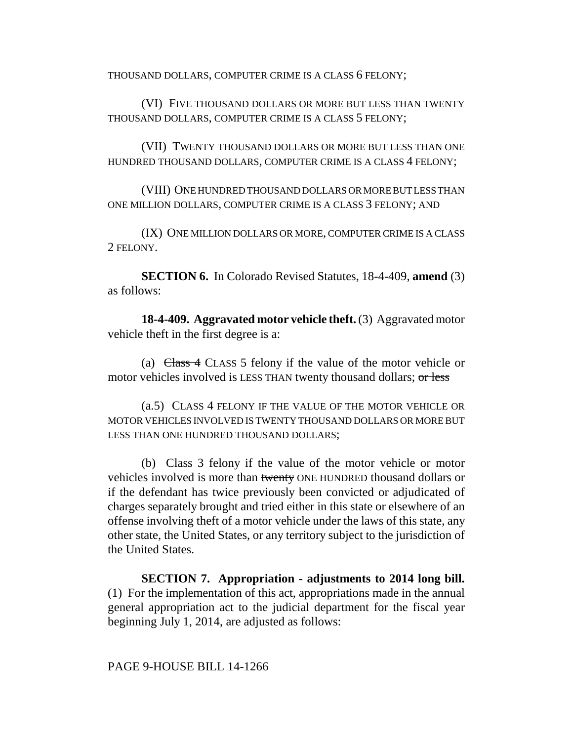THOUSAND DOLLARS, COMPUTER CRIME IS A CLASS 6 FELONY;

(VI) FIVE THOUSAND DOLLARS OR MORE BUT LESS THAN TWENTY THOUSAND DOLLARS, COMPUTER CRIME IS A CLASS 5 FELONY;

(VII) TWENTY THOUSAND DOLLARS OR MORE BUT LESS THAN ONE HUNDRED THOUSAND DOLLARS, COMPUTER CRIME IS A CLASS 4 FELONY;

(VIII) ONE HUNDRED THOUSAND DOLLARS OR MORE BUT LESS THAN ONE MILLION DOLLARS, COMPUTER CRIME IS A CLASS 3 FELONY; AND

(IX) ONE MILLION DOLLARS OR MORE, COMPUTER CRIME IS A CLASS 2 FELONY.

**SECTION 6.** In Colorado Revised Statutes, 18-4-409, **amend** (3) as follows:

**18-4-409. Aggravated motor vehicle theft.** (3) Aggravated motor vehicle theft in the first degree is a:

(a) ~~Class 4~~ CLASS 5 felony if the value of the motor vehicle or motor vehicles involved is LESS THAN twenty thousand dollars; ~~or less~~

(a.5) CLASS 4 FELONY IF THE VALUE OF THE MOTOR VEHICLE OR MOTOR VEHICLES INVOLVED IS TWENTY THOUSAND DOLLARS OR MORE BUT LESS THAN ONE HUNDRED THOUSAND DOLLARS;

(b) Class 3 felony if the value of the motor vehicle or motor vehicles involved is more than ~~twenty~~ ONE HUNDRED thousand dollars or if the defendant has twice previously been convicted or adjudicated of charges separately brought and tried either in this state or elsewhere of an offense involving theft of a motor vehicle under the laws of this state, any other state, the United States, or any territory subject to the jurisdiction of the United States.

**SECTION 7. Appropriation - adjustments to 2014 long bill.** (1) For the implementation of this act, appropriations made in the annual general appropriation act to the judicial department for the fiscal year beginning July 1, 2014, are adjusted as follows: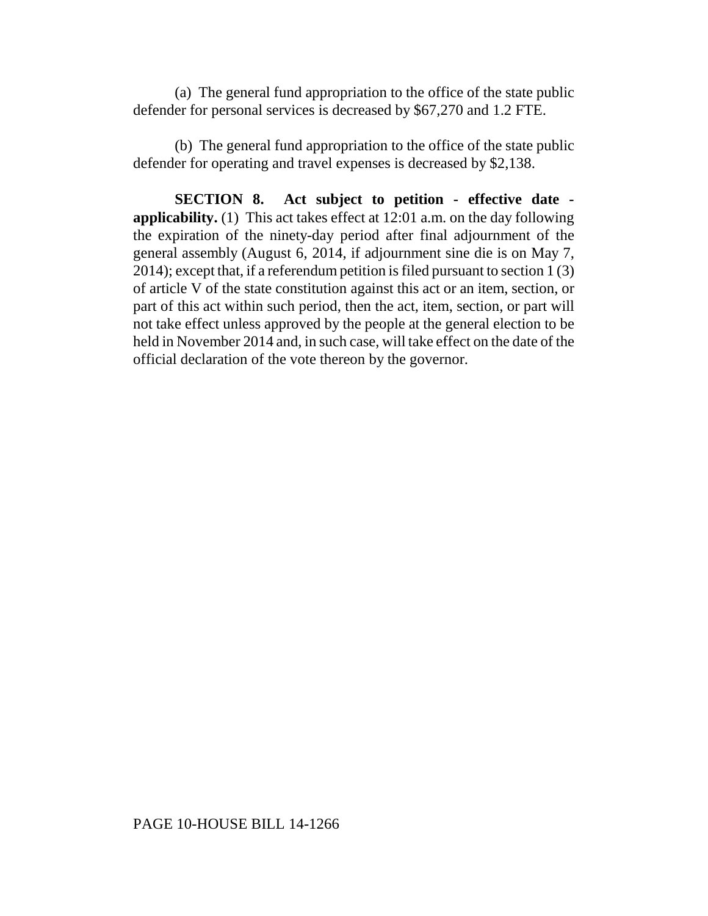(a) The general fund appropriation to the office of the state public defender for personal services is decreased by $67,270 and 1.2 FTE.

(b) The general fund appropriation to the office of the state public defender for operating and travel expenses is decreased by $2,138.

**SECTION 8. Act subject to petition - effective date - applicability.** (1) This act takes effect at 12:01 a.m. on the day following the expiration of the ninety-day period after final adjournment of the general assembly (August 6, 2014, if adjournment sine die is on May 7, 2014); except that, if a referendum petition is filed pursuant to section 1 (3) of article V of the state constitution against this act or an item, section, or part of this act within such period, then the act, item, section, or part will not take effect unless approved by the people at the general election to be held in November 2014 and, in such case, will take effect on the date of the official declaration of the vote thereon by the governor.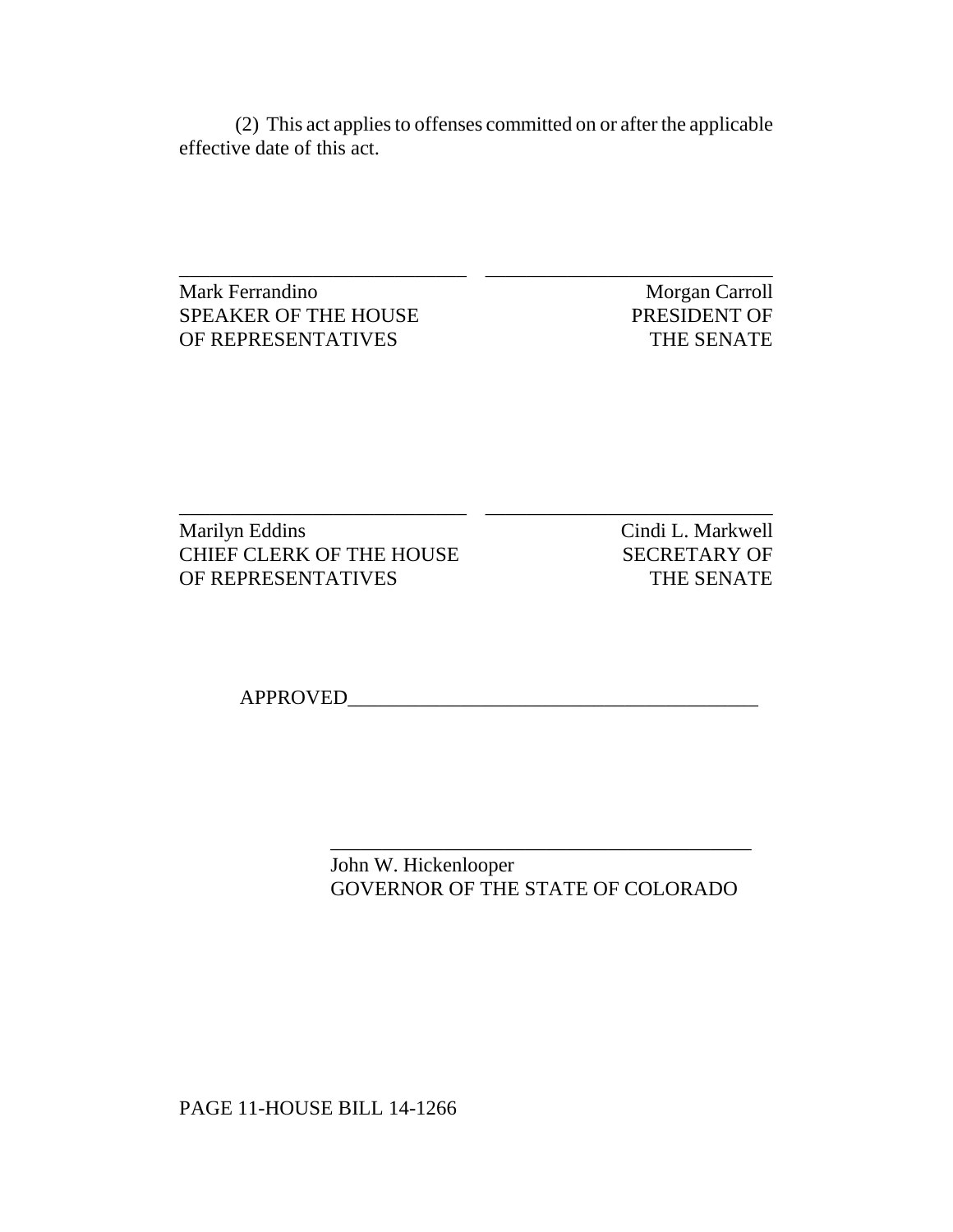(2) This act applies to offenses committed on or after the applicable effective date of this act.

| | |
|---|---|
| ____________________________ | ____________________________ |
| Mark Ferrandino | Morgan Carroll |
| SPEAKER OF THE HOUSE | PRESIDENT OF |
| OF REPRESENTATIVES | THE SENATE |

| | |
|---|---|
| ____________________________ | ____________________________ |
| Marilyn Eddins | Cindi L. Markwell |
| CHIEF CLERK OF THE HOUSE | SECRETARY OF |
| OF REPRESENTATIVES | THE SENATE |

APPROVED________________________________________

_________________________________________

John W. Hickenlooper
GOVERNOR OF THE STATE OF COLORADO

PAGE 11-HOUSE BILL 14-1266